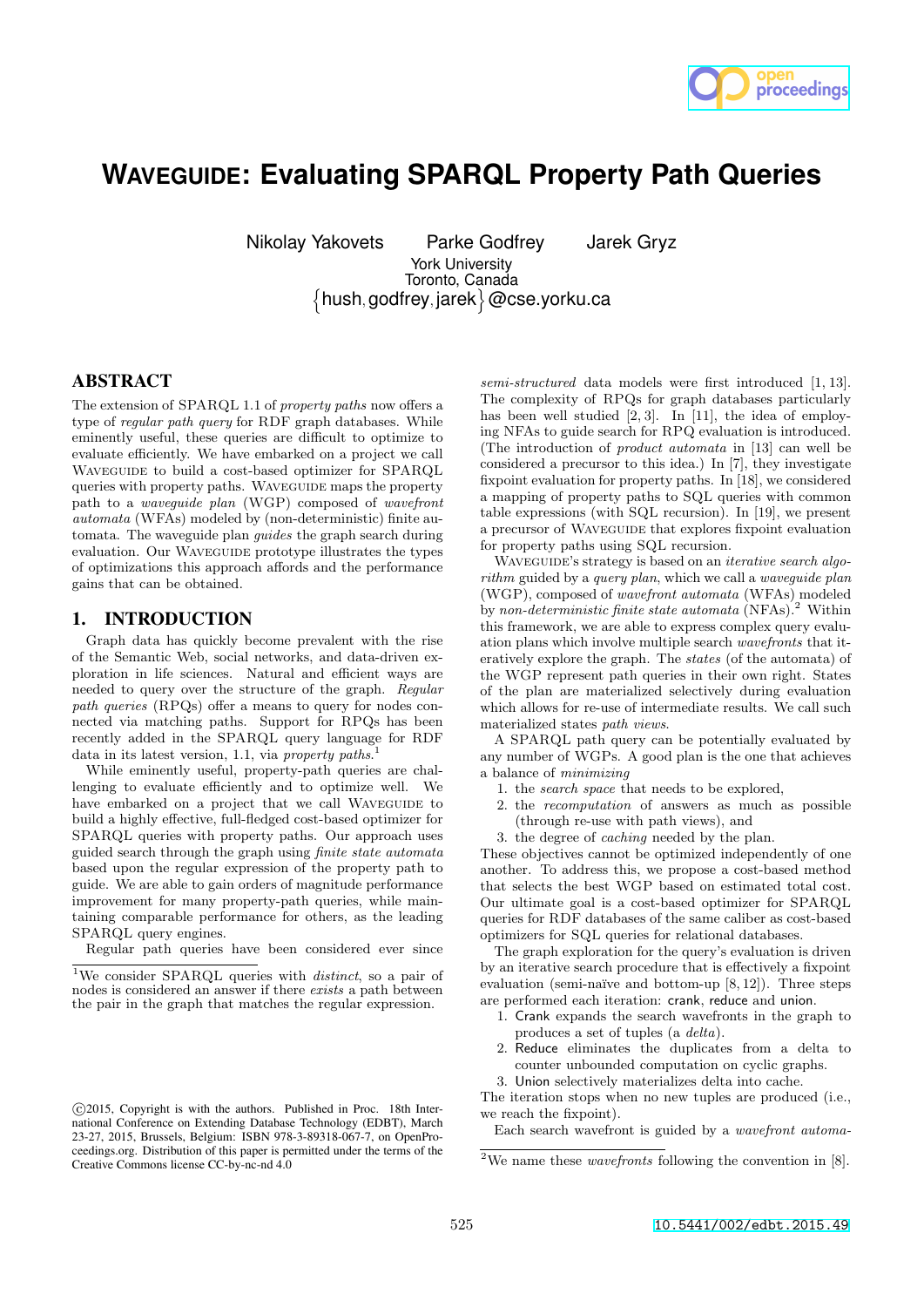# WAVEGUIDE: Evaluating SPARQL Property Path Queries

Nikolay Yakovets   Parke Godfrey   Jarek Gryz

York University
Toronto, Canada
{hush, godfrey, jarek}@cse.yorku.ca

## ABSTRACT

The extension of SPARQL 1.1 of *property paths* now offers a type of *regular path query* for RDF graph databases. While eminently useful, these queries are difficult to optimize to evaluate efficiently. We have embarked on a project we call WAVEGUIDE to build a cost-based optimizer for SPARQL queries with property paths. WAVEGUIDE maps the property path to a *waveguide plan* (WGP) composed of *wavefront automata* (WFAs) modeled by (non-deterministic) finite automata. The waveguide plan *guides* the graph search during evaluation. Our WAVEGUIDE prototype illustrates the types of optimizations this approach affords and the performance gains that can be obtained.

## 1. INTRODUCTION

Graph data has quickly become prevalent with the rise of the Semantic Web, social networks, and data-driven exploration in life sciences. Natural and efficient ways are needed to query over the structure of the graph. *Regular path queries* (RPQs) offer a means to query for nodes connected via matching paths. Support for RPQs has been recently added in the SPARQL query language for RDF data in its latest version, 1.1, via *property paths*.[1]

While eminently useful, property-path queries are challenging to evaluate efficiently and to optimize well. We have embarked on a project that we call WAVEGUIDE to build a highly effective, full-fledged cost-based optimizer for SPARQL queries with property paths. Our approach uses guided search through the graph using *finite state automata* based upon the regular expression of the property path to guide. We are able to gain orders of magnitude performance improvement for many property-path queries, while maintaining comparable performance for others, as the leading SPARQL query engines.

Regular path queries have been considered ever since *semi-structured* data models were first introduced [1, 13]. The complexity of RPQs for graph databases particularly has been well studied [2, 3]. In [11], the idea of employing NFAs to guide search for RPQ evaluation is introduced. (The introduction of *product automata* in [13] can well be considered a precursor to this idea.) In [7], they investigate fixpoint evaluation for property paths. In [18], we considered a mapping of property paths to SQL queries with common table expressions (with SQL recursion). In [19], we present a precursor of WAVEGUIDE that explores fixpoint evaluation for property paths using SQL recursion.

WAVEGUIDE's strategy is based on an *iterative search algorithm* guided by a *query plan*, which we call a *waveguide plan* (WGP), composed of *wavefront automata* (WFAs) modeled by *non-deterministic finite state automata* (NFAs).[2] Within this framework, we are able to express complex query evaluation plans which involve multiple search *wavefronts* that iteratively explore the graph. The *states* (of the automata) of the WGP represent path queries in their own right. States of the plan are materialized selectively during evaluation which allows for re-use of intermediate results. We call such materialized states *path views*.

A SPARQL path query can be potentially evaluated by any number of WGPs. A good plan is the one that achieves a balance of *minimizing*

1. the *search space* that needs to be explored,
2. the *recomputation* of answers as much as possible (through re-use with path views), and
3. the degree of *caching* needed by the plan.

These objectives cannot be optimized independently of one another. To address this, we propose a cost-based method that selects the best WGP based on estimated total cost. Our ultimate goal is a cost-based optimizer for SPARQL queries for RDF databases of the same caliber as cost-based optimizers for SQL queries for relational databases.

The graph exploration for the query's evaluation is driven by an iterative search procedure that is effectively a fixpoint evaluation (semi-naïve and bottom-up [8, 12]). Three steps are performed each iteration: crank, reduce and union.

1. Crank expands the search wavefronts in the graph to produces a set of tuples (a *delta*).
2. Reduce eliminates the duplicates from a delta to counter unbounded computation on cyclic graphs.
3. Union selectively materializes delta into cache.

The iteration stops when no new tuples are produced (i.e., we reach the fixpoint).

Each search wavefront is guided by a *wavefront automa-*

[1] We consider SPARQL queries with *distinct*, so a pair of nodes is considered an answer if there *exists* a path between the pair in the graph that matches the regular expression.

[2] We name these *wavefronts* following the convention in [8].

©2015, Copyright is with the authors. Published in Proc. 18th International Conference on Extending Database Technology (EDBT), March 23-27, 2015, Brussels, Belgium: ISBN 978-3-89318-067-7, on OpenProceedings.org. Distribution of this paper is permitted under the terms of the Creative Commons license CC-by-nc-nd 4.0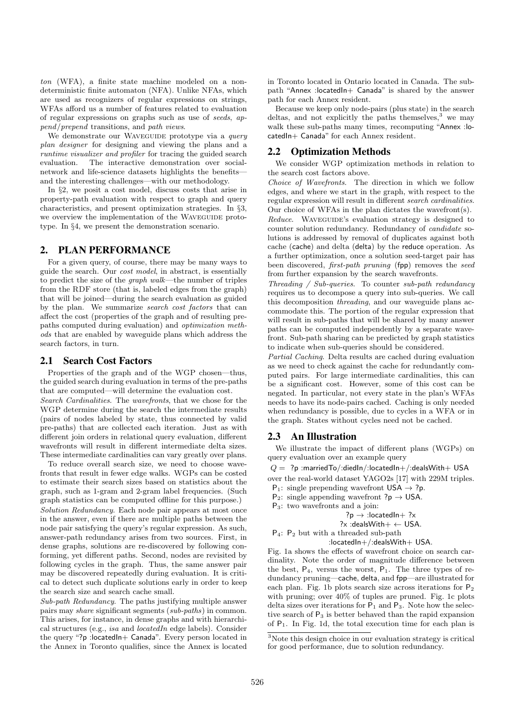ton (WFA), a finite state machine modeled on a nondeterministic finite automaton (NFA). Unlike NFAs, which are used as recognizers of regular expressions on strings, WFAs afford us a number of features related to evaluation of regular expressions on graphs such as use of *seeds*, *append/prepend* transitions, and *path views*.

We demonstrate our WAVEGUIDE prototype via a *query plan designer* for designing and viewing the plans and a *runtime visualizer and profiler* for tracing the guided search evaluation. The interactive demonstration over social-network and life-science datasets highlights the benefits—and the interesting challenges—with our methodology.

In §2, we posit a cost model, discuss costs that arise in property-path evaluation with respect to graph and query characteristics, and present optimization strategies. In §3, we overview the implementation of the WAVEGUIDE prototype. In §4, we present the demonstration scenario.

## 2. PLAN PERFORMANCE

For a given query, of course, there may be many ways to guide the search. Our *cost model*, in abstract, is essentially to predict the size of the *graph walk*—the number of triples from the RDF store (that is, labeled edges from the graph) that will be joined—during the search evaluation as guided by the plan. We summarize *search cost factors* that can affect the cost (properties of the graph and of resulting pre-paths computed during evaluation) and *optimization methods* that are enabled by waveguide plans which address the search factors, in turn.

### 2.1 Search Cost Factors

Properties of the graph and of the WGP chosen—thus, the guided search during evaluation in terms of the pre-paths that are computed—will determine the evaluation cost.

*Search Cardinalities.* The *wavefronts*, that we chose for the WGP determine during the search the intermediate results (pairs of nodes labeled by state, thus connected by valid pre-paths) that are collected each iteration. Just as with different join orders in relational query evaluation, different wavefronts will result in different intermediate delta sizes. These intermediate cardinalities can vary greatly over plans.

To reduce overall search size, we need to choose wavefronts that result in fewer edge walks. WGPs can be costed to estimate their search sizes based on statistics about the graph, such as 1-gram and 2-gram label frequencies. (Such graph statistics can be computed offline for this purpose.)

*Solution Redundancy.* Each node pair appears at most once in the answer, even if there are multiple paths between the node pair satisfying the query's regular expression. As such, answer-path redundancy arises from two sources. First, in dense graphs, solutions are re-discovered by following conforming, yet different paths. Second, nodes are revisited by following cycles in the graph. Thus, the same answer pair may be discovered repeatedly during evaluation. It is critical to detect such duplicate solutions early in order to keep the search size and search cache small.

*Sub-path Redundancy.* The paths justifying multiple answer pairs may *share* significant segments (*sub-paths*) in common. This arises, for instance, in dense graphs and with hierarchical structures (e.g., *isa* and *locatedIn* edge labels). Consider the query "?p :locatedIn+ Canada". Every person located in the Annex in Toronto qualifies, since the Annex is located in Toronto located in Ontario located in Canada. The sub-path "Annex :locatedIn+ Canada" is shared by the answer path for each Annex resident.

Because we keep only node-pairs (plus state) in the search deltas, and not explicitly the paths themselves,[3] we may walk these sub-paths many times, recomputing "Annex :locatedIn+ Canada" for each Annex resident.

### 2.2 Optimization Methods

We consider WGP optimization methods in relation to the search cost factors above.

*Choice of Wavefronts.* The direction in which we follow edges, and where we start in the graph, with respect to the regular expression will result in different *search cardinalities*. Our choice of WFAs in the plan dictates the wavefront(s).

*Reduce.* WAVEGUIDE's evaluation strategy is designed to counter solution redundancy. Redundancy of *candidate* solutions is addressed by removal of duplicates against both cache (cache) and delta (delta) by the reduce operation. As a further optimization, once a solution seed-target pair has been discovered, *first-path pruning* (fpp) removes the *seed* from further expansion by the search wavefronts.

*Threading / Sub-queries.* To counter *sub-path redundancy* requires us to decompose a query into sub-queries. We call this decomposition *threading*, and our waveguide plans accommodate this. The portion of the regular expression that will result in sub-paths that will be shared by many answer paths can be computed independently by a separate wavefront. Sub-path sharing can be predicted by graph statistics to indicate when sub-queries should be considered.

*Partial Caching.* Delta results are cached during evaluation as we need to check against the cache for redundantly computed pairs. For large intermediate cardinalities, this can be a significant cost. However, some of this cost can be negated. In particular, not every state in the plan's WFAs needs to have its node-pairs cached. Caching is only needed when redundancy is possible, due to cycles in a WFA or in the graph. States without cycles need not be cached.

### 2.3 An Illustration

We illustrate the impact of different plans (WGPs) on query evaluation over an example query

$Q =$ ?p :marriedTo/:diedIn/:locatedIn+/:dealsWith+ USA

over the real-world dataset YAGO2s [17] with 229M triples.

$P_1$: single prepending wavefront USA $\rightarrow$ ?p.

$P_2$: single appending wavefront ?p $\rightarrow$ USA.

$P_3$: two wavefronts and a join:

?p $\rightarrow$ :locatedIn+ ?x

?x :dealsWith+ $\leftarrow$ USA.

$P_4$: $P_2$ but with a threaded sub-path

:locatedIn+/:dealsWith+ USA.

Fig. 1a shows the effects of wavefront choice on search cardinality. Note the order of magnitude difference between the best, $P_4$, versus the worst, $P_1$. The three types of redundancy pruning—cache, delta, and fpp—are illustrated for each plan. Fig. 1b plots search size across iterations for $P_2$ with pruning; over 40% of tuples are pruned. Fig. 1c plots delta sizes over iterations for $P_1$ and $P_3$. Note how the selective search of $P_3$ is better behaved than the rapid expansion of $P_1$. In Fig. 1d, the total execution time for each plan is

[3] Note this design choice in our evaluation strategy is critical for good performance, due to solution redundancy.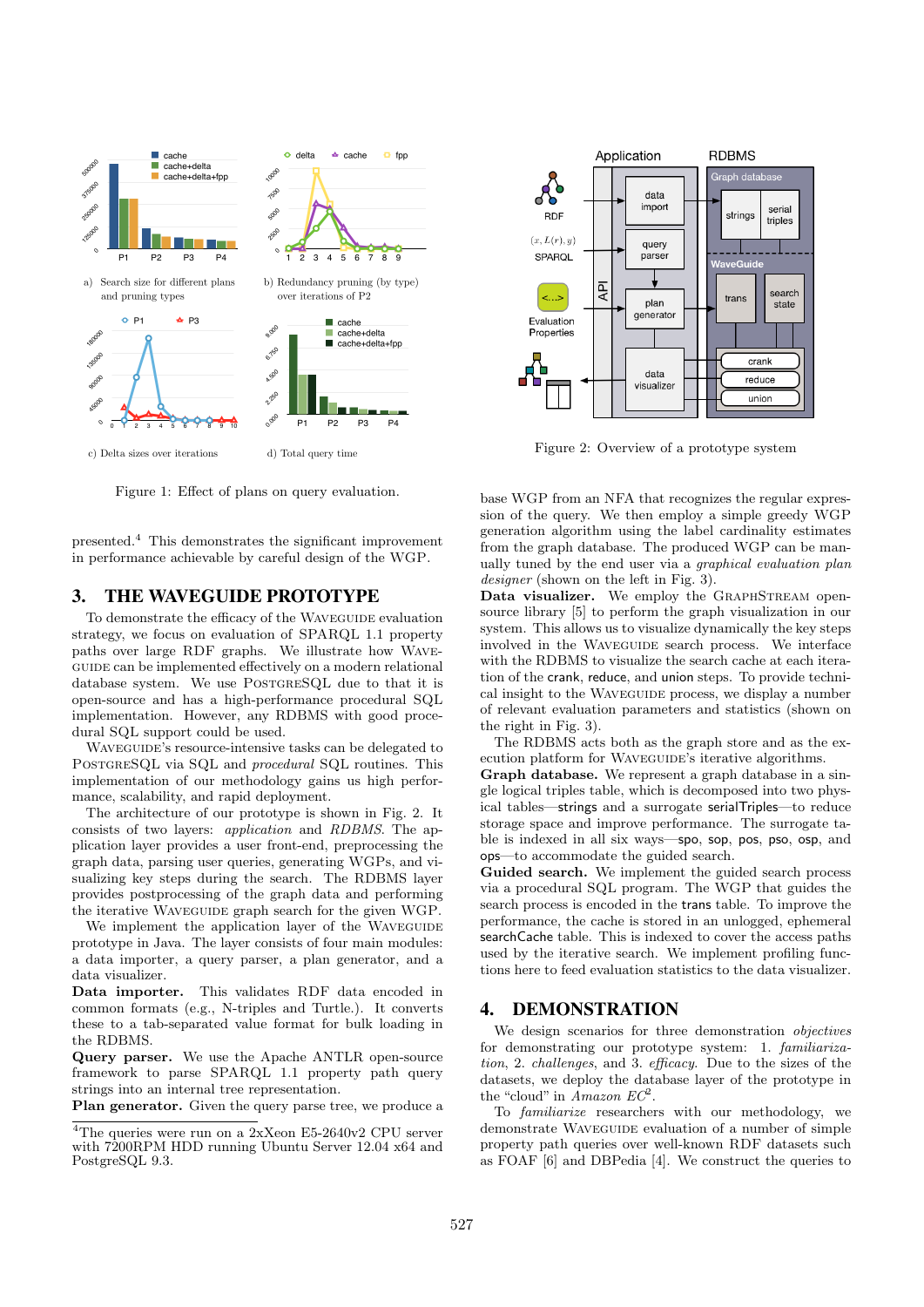Figure 1: Effect of plans on query evaluation.

a) Search size for different plans and pruning types

b) Redundancy pruning (by type) over iterations of P2

c) Delta sizes over iterations

d) Total query time

Figure 2: Overview of a prototype system

presented.[4] This demonstrates the significant improvement in performance achievable by careful design of the WGP.

## 3. THE WAVEGUIDE PROTOTYPE

To demonstrate the efficacy of the WaveGuide evaluation strategy, we focus on evaluation of SPARQL 1.1 property paths over large RDF graphs. We illustrate how WaveGuide can be implemented effectively on a modern relational database system. We use PostgreSQL due to that it is open-source and has a high-performance procedural SQL implementation. However, any RDBMS with good procedural SQL support could be used.

WaveGuide's resource-intensive tasks can be delegated to PostgreSQL via SQL and *procedural* SQL routines. This implementation of our methodology gains us high performance, scalability, and rapid deployment.

The architecture of our prototype is shown in Fig. 2. It consists of two layers: *application* and *RDBMS*. The application layer provides a user front-end, preprocessing the graph data, parsing user queries, generating WGPs, and visualizing key steps during the search. The RDBMS layer provides postprocessing of the graph data and performing the iterative WaveGuide graph search for the given WGP.

We implement the application layer of the WaveGuide prototype in Java. The layer consists of four main modules: a data importer, a query parser, a plan generator, and a data visualizer.

**Data importer.** This validates RDF data encoded in common formats (e.g., N-triples and Turtle.). It converts these to a tab-separated value format for bulk loading in the RDBMS.

**Query parser.** We use the Apache ANTLR open-source framework to parse SPARQL 1.1 property path query strings into an internal tree representation.

**Plan generator.** Given the query parse tree, we produce a base WGP from an NFA that recognizes the regular expression of the query. We then employ a simple greedy WGP generation algorithm using the label cardinality estimates from the graph database. The produced WGP can be manually tuned by the end user via a *graphical evaluation plan designer* (shown on the left in Fig. 3).

**Data visualizer.** We employ the GraphStream open-source library [5] to perform the graph visualization in our system. This allows us to visualize dynamically the key steps involved in the WaveGuide search process. We interface with the RDBMS to visualize the search cache at each iteration of the crank, reduce, and union steps. To provide technical insight to the WaveGuide process, we display a number of relevant evaluation parameters and statistics (shown on the right in Fig. 3).

The RDBMS acts both as the graph store and as the execution platform for WaveGuide's iterative algorithms.

**Graph database.** We represent a graph database in a single logical triples table, which is decomposed into two physical tables—strings and a surrogate serialTriples—to reduce storage space and improve performance. The surrogate table is indexed in all six ways—spo, sop, pos, pso, osp, and ops—to accommodate the guided search.

**Guided search.** We implement the guided search process via a procedural SQL program. The WGP that guides the search process is encoded in the trans table. To improve the performance, the cache is stored in an unlogged, ephemeral searchCache table. This is indexed to cover the access paths used by the iterative search. We implement profiling functions here to feed evaluation statistics to the data visualizer.

## 4. DEMONSTRATION

We design scenarios for three demonstration *objectives* for demonstrating our prototype system: 1. *familiarization*, 2. *challenges*, and 3. *efficacy*. Due to the sizes of the datasets, we deploy the database layer of the prototype in the "cloud" in *Amazon EC*$^2$.

To *familiarize* researchers with our methodology, we demonstrate WaveGuide evaluation of a number of simple property path queries over well-known RDF datasets such as FOAF [6] and DBPedia [4]. We construct the queries to

[4]The queries were run on a 2xXeon E5-2640v2 CPU server with 7200RPM HDD running Ubuntu Server 12.04 x64 and PostgreSQL 9.3.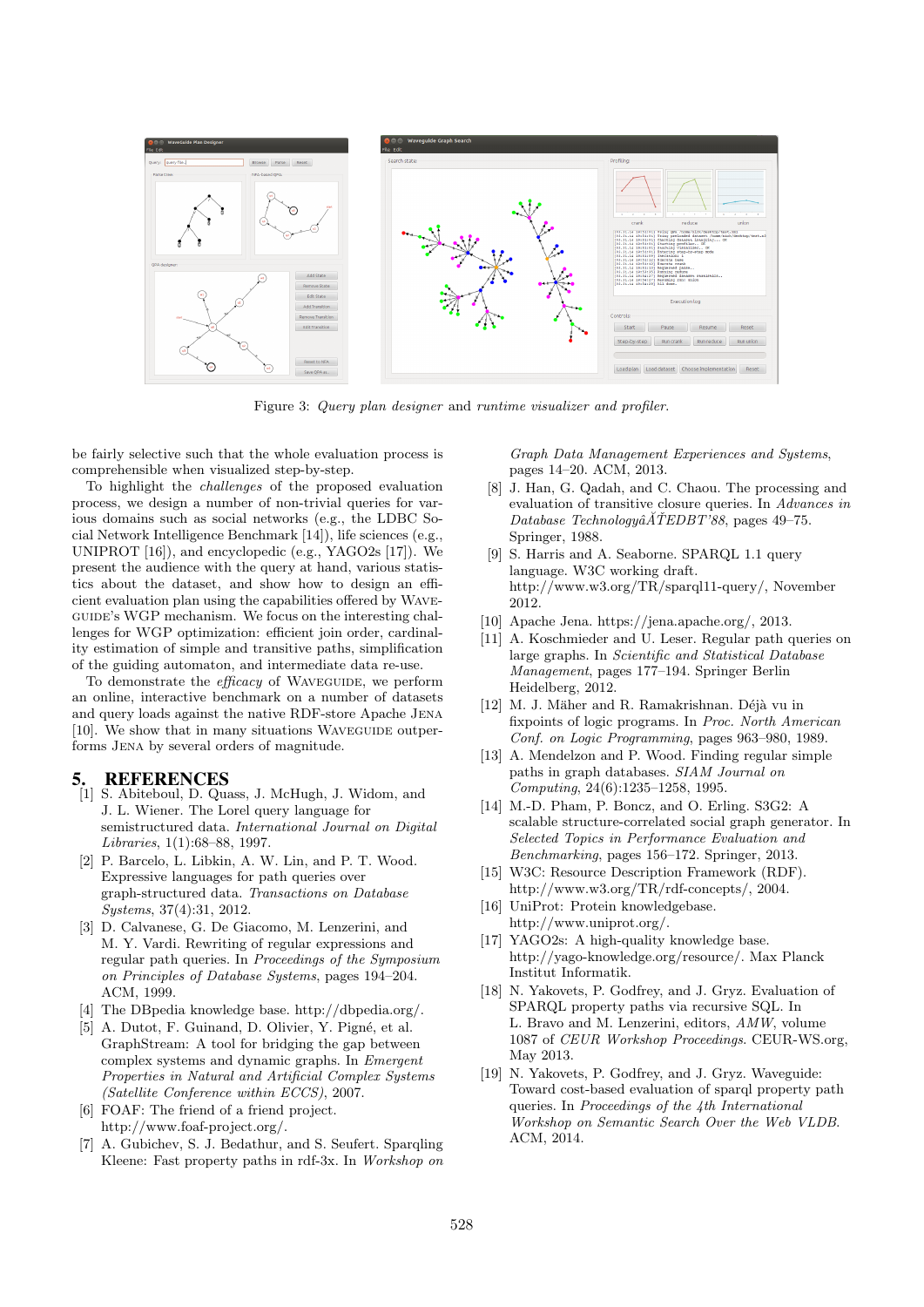Figure 3: *Query plan designer* and *runtime visualizer and profiler*.

be fairly selective such that the whole evaluation process is comprehensible when visualized step-by-step.

To highlight the *challenges* of the proposed evaluation process, we design a number of non-trivial queries for various domains such as social networks (e.g., the LDBC Social Network Intelligence Benchmark [14]), life sciences (e.g., UNIPROT [16]), and encyclopedic (e.g., YAGO2s [17]). We present the audience with the query at hand, various statistics about the dataset, and show how to design an efficient evaluation plan using the capabilities offered by WAVEGUIDE's WGP mechanism. We focus on the interesting challenges for WGP optimization: efficient join order, cardinality estimation of simple and transitive paths, simplification of the guiding automaton, and intermediate data re-use.

To demonstrate the *efficacy* of WAVEGUIDE, we perform an online, interactive benchmark on a number of datasets and query loads against the native RDF-store Apache JENA [10]. We show that in many situations WAVEGUIDE outperforms JENA by several orders of magnitude.

## 5. REFERENCES

[1] S. Abiteboul, D. Quass, J. McHugh, J. Widom, and J. L. Wiener. The Lorel query language for semistructured data. *International Journal on Digital Libraries*, 1(1):68–88, 1997.

[2] P. Barcelo, L. Libkin, A. W. Lin, and P. T. Wood. Expressive languages for path queries over graph-structured data. *Transactions on Database Systems*, 37(4):31, 2012.

[3] D. Calvanese, G. De Giacomo, M. Lenzerini, and M. Y. Vardi. Rewriting of regular expressions and regular path queries. In *Proceedings of the Symposium on Principles of Database Systems*, pages 194–204. ACM, 1999.

[4] The DBpedia knowledge base. http://dbpedia.org/.

[5] A. Dutot, F. Guinand, D. Olivier, Y. Pigné, et al. GraphStream: A tool for bridging the gap between complex systems and dynamic graphs. In *Emergent Properties in Natural and Artificial Complex Systems (Satellite Conference within ECCS)*, 2007.

[6] FOAF: The friend of a friend project. http://www.foaf-project.org/.

[7] A. Gubichev, S. J. Bedathur, and S. Seufert. Sparqling Kleene: Fast property paths in rdf-3x. In *Workshop on Graph Data Management Experiences and Systems*, pages 14–20. ACM, 2013.

[8] J. Han, G. Qadah, and C. Chaou. The processing and evaluation of transitive closure queries. In *Advances in Database TechnologyâĂŤEDBT'88*, pages 49–75. Springer, 1988.

[9] S. Harris and A. Seaborne. SPARQL 1.1 query language. W3C working draft. http://www.w3.org/TR/sparql11-query/, November 2012.

[10] Apache Jena. https://jena.apache.org/, 2013.

[11] A. Koschmieder and U. Leser. Regular path queries on large graphs. In *Scientific and Statistical Database Management*, pages 177–194. Springer Berlin Heidelberg, 2012.

[12] M. J. Mäher and R. Ramakrishnan. Déjà vu in fixpoints of logic programs. In *Proc. North American Conf. on Logic Programming*, pages 963–980, 1989.

[13] A. Mendelzon and P. Wood. Finding regular simple paths in graph databases. *SIAM Journal on Computing*, 24(6):1235–1258, 1995.

[14] M.-D. Pham, P. Boncz, and O. Erling. S3G2: A scalable structure-correlated social graph generator. In *Selected Topics in Performance Evaluation and Benchmarking*, pages 156–172. Springer, 2013.

[15] W3C: Resource Description Framework (RDF). http://www.w3.org/TR/rdf-concepts/, 2004.

[16] UniProt: Protein knowledgebase. http://www.uniprot.org/.

[17] YAGO2s: A high-quality knowledge base. http://yago-knowledge.org/resource/. Max Planck Institut Informatik.

[18] N. Yakovets, P. Godfrey, and J. Gryz. Evaluation of SPARQL property paths via recursive SQL. In L. Bravo and M. Lenzerini, editors, *AMW*, volume 1087 of *CEUR Workshop Proceedings*. CEUR-WS.org, May 2013.

[19] N. Yakovets, P. Godfrey, and J. Gryz. Waveguide: Toward cost-based evaluation of sparql property path queries. In *Proceedings of the 4th International Workshop on Semantic Search Over the Web VLDB*. ACM, 2014.